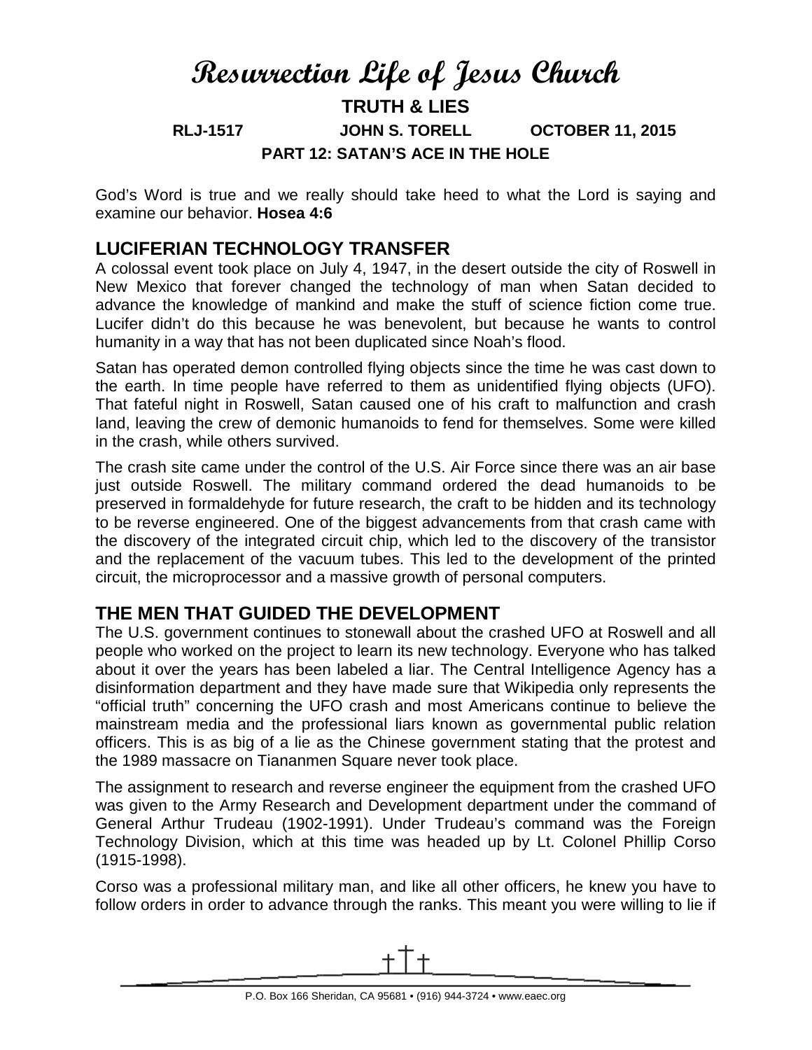# Resurrection Life of Jesus Church

## TRUTH & LIES

**RLJ-1517 JOHN S. TORELL OCTOBER 11, 2015**

### PART 12: SATAN'S ACE IN THE HOLE

God's Word is true and we really should take heed to what the Lord is saying and examine our behavior. **Hosea 4:6**

## LUCIFERIAN TECHNOLOGY TRANSFER

A colossal event took place on July 4, 1947, in the desert outside the city of Roswell in New Mexico that forever changed the technology of man when Satan decided to advance the knowledge of mankind and make the stuff of science fiction come true. Lucifer didn't do this because he was benevolent, but because he wants to control humanity in a way that has not been duplicated since Noah's flood.

Satan has operated demon controlled flying objects since the time he was cast down to the earth. In time people have referred to them as unidentified flying objects (UFO). That fateful night in Roswell, Satan caused one of his craft to malfunction and crash land, leaving the crew of demonic humanoids to fend for themselves. Some were killed in the crash, while others survived.

The crash site came under the control of the U.S. Air Force since there was an air base just outside Roswell. The military command ordered the dead humanoids to be preserved in formaldehyde for future research, the craft to be hidden and its technology to be reverse engineered. One of the biggest advancements from that crash came with the discovery of the integrated circuit chip, which led to the discovery of the transistor and the replacement of the vacuum tubes. This led to the development of the printed circuit, the microprocessor and a massive growth of personal computers.

## THE MEN THAT GUIDED THE DEVELOPMENT

The U.S. government continues to stonewall about the crashed UFO at Roswell and all people who worked on the project to learn its new technology. Everyone who has talked about it over the years has been labeled a liar. The Central Intelligence Agency has a disinformation department and they have made sure that Wikipedia only represents the "official truth" concerning the UFO crash and most Americans continue to believe the mainstream media and the professional liars known as governmental public relation officers. This is as big of a lie as the Chinese government stating that the protest and the 1989 massacre on Tiananmen Square never took place.

The assignment to research and reverse engineer the equipment from the crashed UFO was given to the Army Research and Development department under the command of General Arthur Trudeau (1902-1991). Under Trudeau's command was the Foreign Technology Division, which at this time was headed up by Lt. Colonel Phillip Corso (1915-1998).

Corso was a professional military man, and like all other officers, he knew you have to follow orders in order to advance through the ranks. This meant you were willing to lie if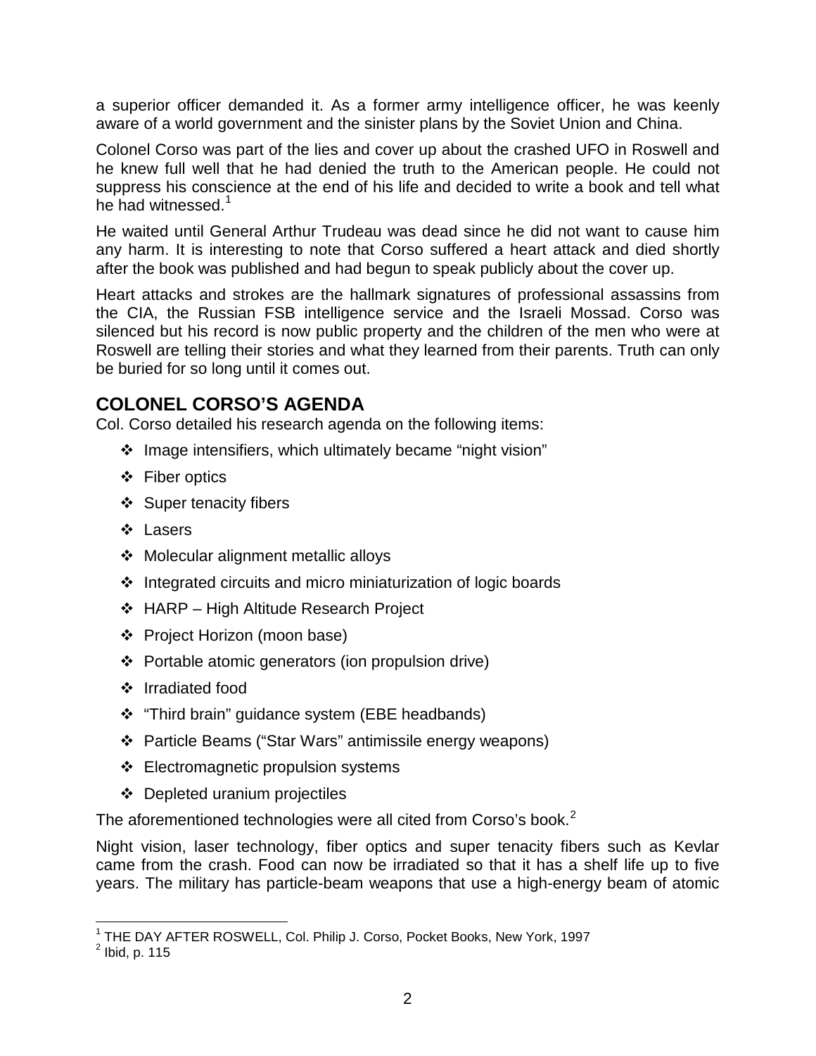a superior officer demanded it. As a former army intelligence officer, he was keenly aware of a world government and the sinister plans by the Soviet Union and China.

Colonel Corso was part of the lies and cover up about the crashed UFO in Roswell and he knew full well that he had denied the truth to the American people. He could not suppress his conscience at the end of his life and decided to write a book and tell what he had witnessed.[1]

He waited until General Arthur Trudeau was dead since he did not want to cause him any harm. It is interesting to note that Corso suffered a heart attack and died shortly after the book was published and had begun to speak publicly about the cover up.

Heart attacks and strokes are the hallmark signatures of professional assassins from the CIA, the Russian FSB intelligence service and the Israeli Mossad. Corso was silenced but his record is now public property and the children of the men who were at Roswell are telling their stories and what they learned from their parents. Truth can only be buried for so long until it comes out.

## COLONEL CORSO'S AGENDA

Col. Corso detailed his research agenda on the following items:

- Image intensifiers, which ultimately became "night vision"
- Fiber optics
- Super tenacity fibers
- Lasers
- Molecular alignment metallic alloys
- Integrated circuits and micro miniaturization of logic boards
- HARP – High Altitude Research Project
- Project Horizon (moon base)
- Portable atomic generators (ion propulsion drive)
- Irradiated food
- "Third brain" guidance system (EBE headbands)
- Particle Beams ("Star Wars" antimissile energy weapons)
- Electromagnetic propulsion systems
- Depleted uranium projectiles

The aforementioned technologies were all cited from Corso's book.[2]

Night vision, laser technology, fiber optics and super tenacity fibers such as Kevlar came from the crash. Food can now be irradiated so that it has a shelf life up to five years. The military has particle-beam weapons that use a high-energy beam of atomic

---

[1] THE DAY AFTER ROSWELL, Col. Philip J. Corso, Pocket Books, New York, 1997

[2] Ibid, p. 115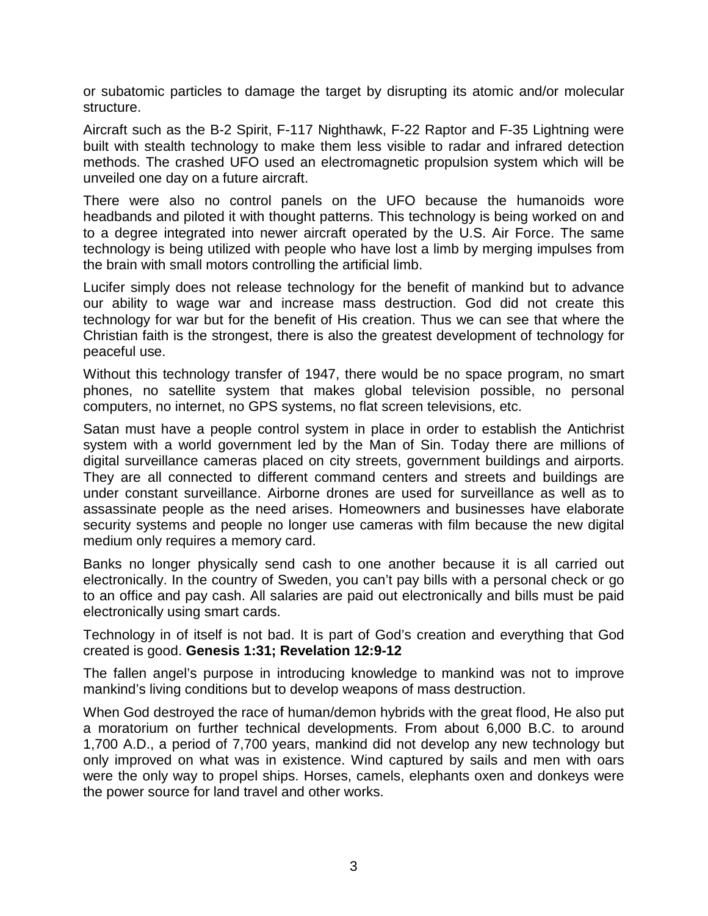or subatomic particles to damage the target by disrupting its atomic and/or molecular structure.

Aircraft such as the B-2 Spirit, F-117 Nighthawk, F-22 Raptor and F-35 Lightning were built with stealth technology to make them less visible to radar and infrared detection methods. The crashed UFO used an electromagnetic propulsion system which will be unveiled one day on a future aircraft.

There were also no control panels on the UFO because the humanoids wore headbands and piloted it with thought patterns. This technology is being worked on and to a degree integrated into newer aircraft operated by the U.S. Air Force. The same technology is being utilized with people who have lost a limb by merging impulses from the brain with small motors controlling the artificial limb.

Lucifer simply does not release technology for the benefit of mankind but to advance our ability to wage war and increase mass destruction. God did not create this technology for war but for the benefit of His creation. Thus we can see that where the Christian faith is the strongest, there is also the greatest development of technology for peaceful use.

Without this technology transfer of 1947, there would be no space program, no smart phones, no satellite system that makes global television possible, no personal computers, no internet, no GPS systems, no flat screen televisions, etc.

Satan must have a people control system in place in order to establish the Antichrist system with a world government led by the Man of Sin. Today there are millions of digital surveillance cameras placed on city streets, government buildings and airports. They are all connected to different command centers and streets and buildings are under constant surveillance. Airborne drones are used for surveillance as well as to assassinate people as the need arises. Homeowners and businesses have elaborate security systems and people no longer use cameras with film because the new digital medium only requires a memory card.

Banks no longer physically send cash to one another because it is all carried out electronically. In the country of Sweden, you can't pay bills with a personal check or go to an office and pay cash. All salaries are paid out electronically and bills must be paid electronically using smart cards.

Technology in of itself is not bad. It is part of God's creation and everything that God created is good. **Genesis 1:31; Revelation 12:9-12**

The fallen angel's purpose in introducing knowledge to mankind was not to improve mankind's living conditions but to develop weapons of mass destruction.

When God destroyed the race of human/demon hybrids with the great flood, He also put a moratorium on further technical developments. From about 6,000 B.C. to around 1,700 A.D., a period of 7,700 years, mankind did not develop any new technology but only improved on what was in existence. Wind captured by sails and men with oars were the only way to propel ships. Horses, camels, elephants oxen and donkeys were the power source for land travel and other works.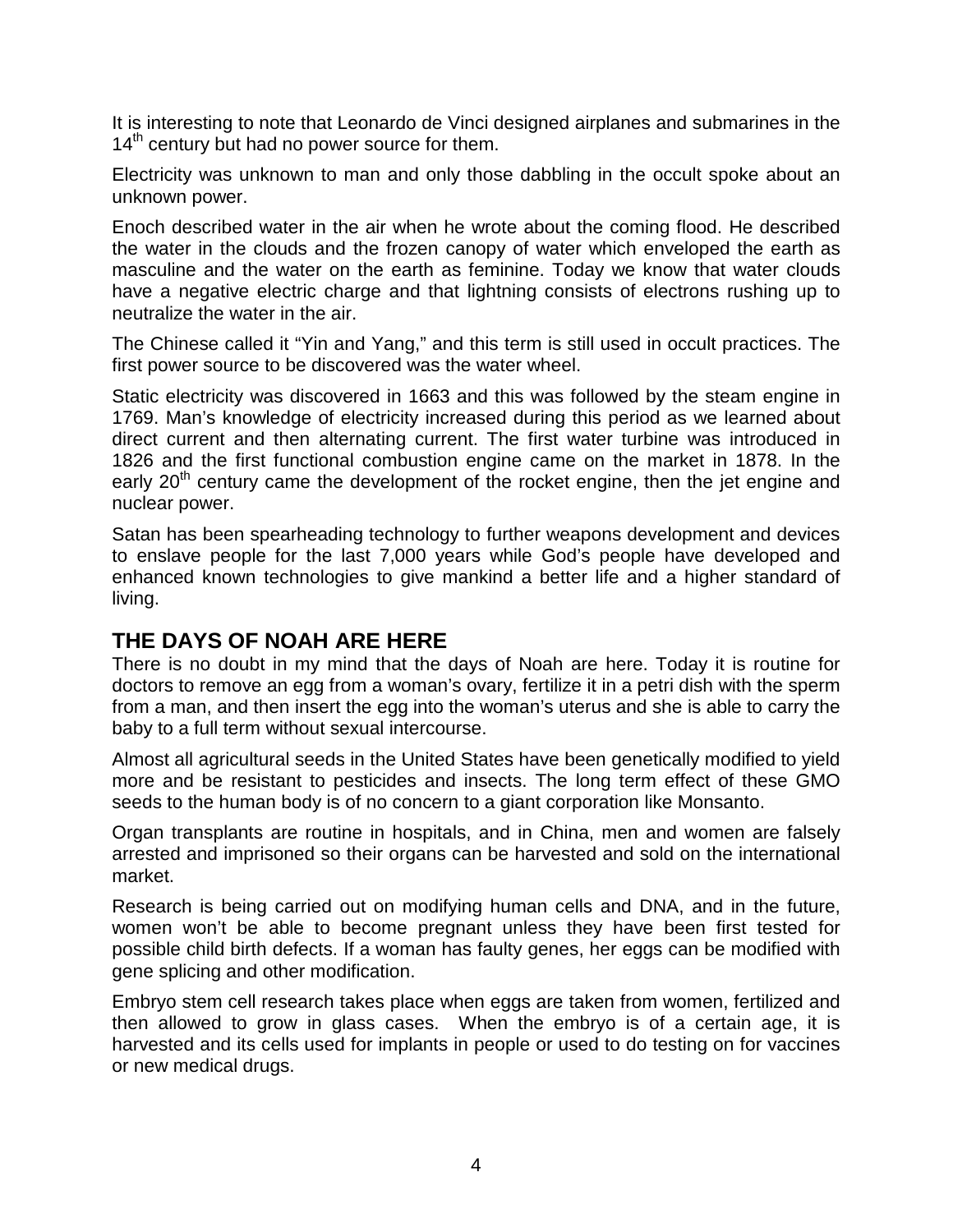It is interesting to note that Leonardo de Vinci designed airplanes and submarines in the 14th century but had no power source for them.

Electricity was unknown to man and only those dabbling in the occult spoke about an unknown power.

Enoch described water in the air when he wrote about the coming flood. He described the water in the clouds and the frozen canopy of water which enveloped the earth as masculine and the water on the earth as feminine. Today we know that water clouds have a negative electric charge and that lightning consists of electrons rushing up to neutralize the water in the air.

The Chinese called it "Yin and Yang," and this term is still used in occult practices. The first power source to be discovered was the water wheel.

Static electricity was discovered in 1663 and this was followed by the steam engine in 1769. Man's knowledge of electricity increased during this period as we learned about direct current and then alternating current. The first water turbine was introduced in 1826 and the first functional combustion engine came on the market in 1878. In the early 20th century came the development of the rocket engine, then the jet engine and nuclear power.

Satan has been spearheading technology to further weapons development and devices to enslave people for the last 7,000 years while God's people have developed and enhanced known technologies to give mankind a better life and a higher standard of living.

## THE DAYS OF NOAH ARE HERE

There is no doubt in my mind that the days of Noah are here. Today it is routine for doctors to remove an egg from a woman's ovary, fertilize it in a petri dish with the sperm from a man, and then insert the egg into the woman's uterus and she is able to carry the baby to a full term without sexual intercourse.

Almost all agricultural seeds in the United States have been genetically modified to yield more and be resistant to pesticides and insects. The long term effect of these GMO seeds to the human body is of no concern to a giant corporation like Monsanto.

Organ transplants are routine in hospitals, and in China, men and women are falsely arrested and imprisoned so their organs can be harvested and sold on the international market.

Research is being carried out on modifying human cells and DNA, and in the future, women won't be able to become pregnant unless they have been first tested for possible child birth defects. If a woman has faulty genes, her eggs can be modified with gene splicing and other modification.

Embryo stem cell research takes place when eggs are taken from women, fertilized and then allowed to grow in glass cases. When the embryo is of a certain age, it is harvested and its cells used for implants in people or used to do testing on for vaccines or new medical drugs.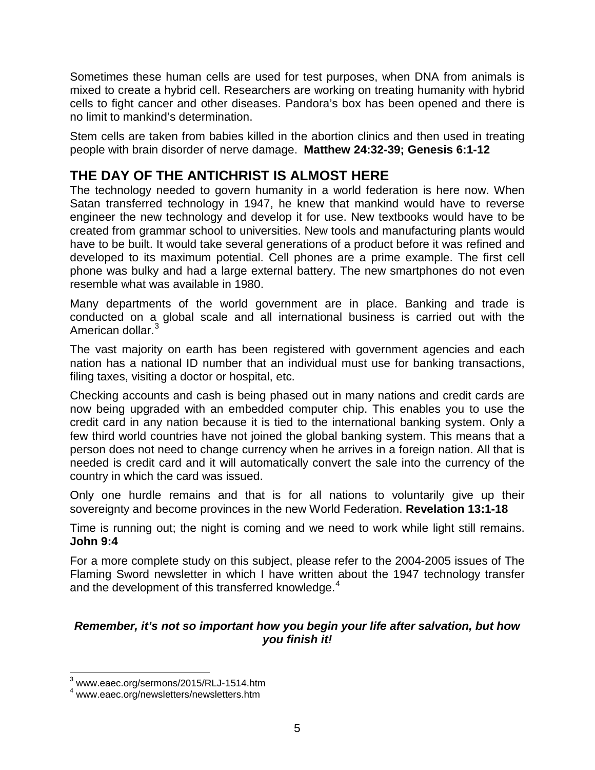Sometimes these human cells are used for test purposes, when DNA from animals is mixed to create a hybrid cell. Researchers are working on treating humanity with hybrid cells to fight cancer and other diseases. Pandora's box has been opened and there is no limit to mankind's determination.

Stem cells are taken from babies killed in the abortion clinics and then used in treating people with brain disorder of nerve damage. **Matthew 24:32-39; Genesis 6:1-12**

## THE DAY OF THE ANTICHRIST IS ALMOST HERE

The technology needed to govern humanity in a world federation is here now. When Satan transferred technology in 1947, he knew that mankind would have to reverse engineer the new technology and develop it for use. New textbooks would have to be created from grammar school to universities. New tools and manufacturing plants would have to be built. It would take several generations of a product before it was refined and developed to its maximum potential. Cell phones are a prime example. The first cell phone was bulky and had a large external battery. The new smartphones do not even resemble what was available in 1980.

Many departments of the world government are in place. Banking and trade is conducted on a global scale and all international business is carried out with the American dollar.[3]

The vast majority on earth has been registered with government agencies and each nation has a national ID number that an individual must use for banking transactions, filing taxes, visiting a doctor or hospital, etc.

Checking accounts and cash is being phased out in many nations and credit cards are now being upgraded with an embedded computer chip. This enables you to use the credit card in any nation because it is tied to the international banking system. Only a few third world countries have not joined the global banking system. This means that a person does not need to change currency when he arrives in a foreign nation. All that is needed is credit card and it will automatically convert the sale into the currency of the country in which the card was issued.

Only one hurdle remains and that is for all nations to voluntarily give up their sovereignty and become provinces in the new World Federation. **Revelation 13:1-18**

Time is running out; the night is coming and we need to work while light still remains. **John 9:4**

For a more complete study on this subject, please refer to the 2004-2005 issues of The Flaming Sword newsletter in which I have written about the 1947 technology transfer and the development of this transferred knowledge.[4]

***Remember, it's not so important how you begin your life after salvation, but how you finish it!***

---

[3] www.eaec.org/sermons/2015/RLJ-1514.htm

[4] www.eaec.org/newsletters/newsletters.htm